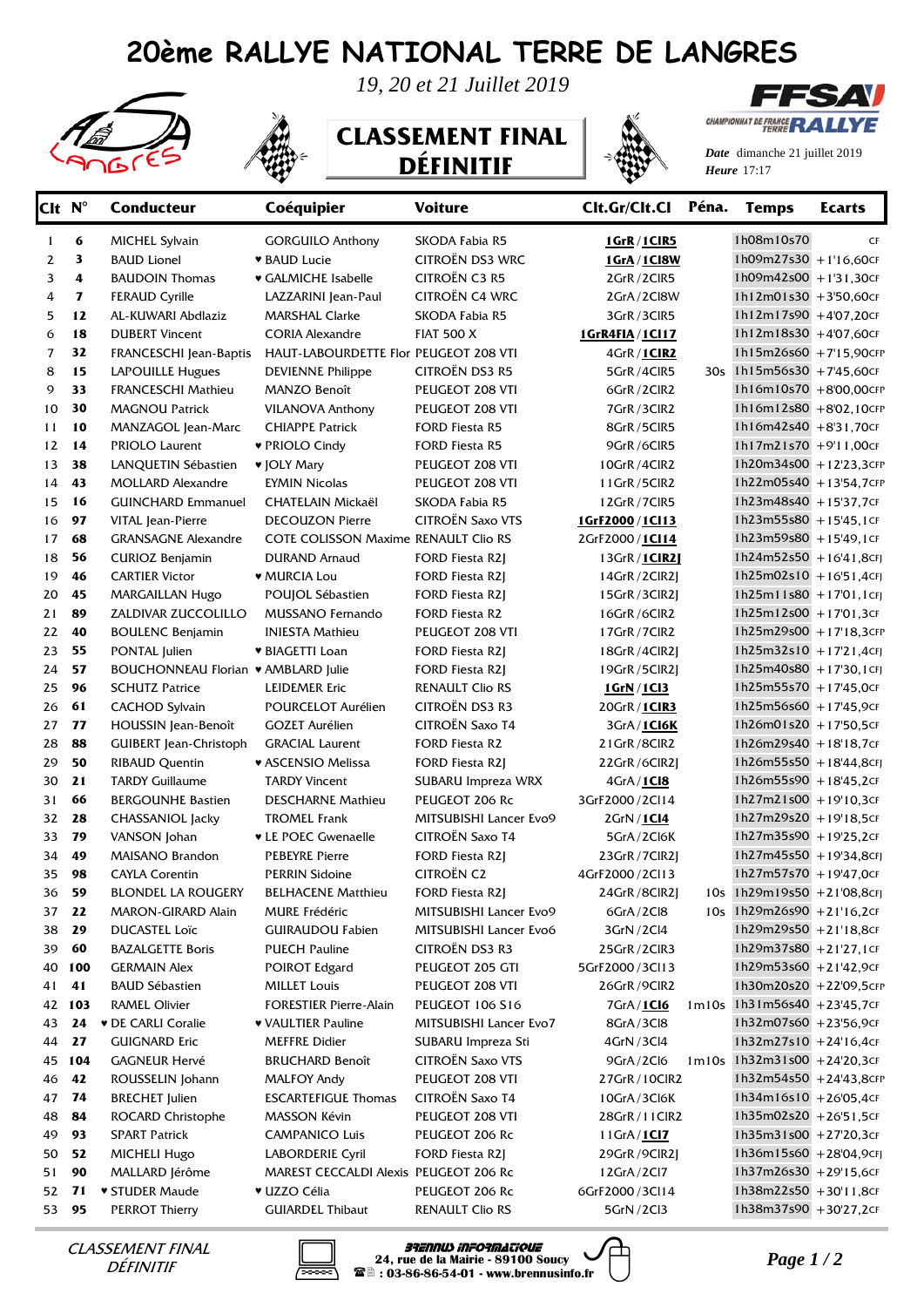# 20ème RALLYE NATIONAL TERRE DE LANGRES

*19, 20 et 21 Juillet 2019*

## CLASSEMENT FINAL DÉFINITIF

FFSA CHAMPIONNAT DE FRANCE TERRE RALLYE

***Date*** dimanche 21 juillet 2019
***Heure*** 17:17

| Clt | N° | Conducteur | Coéquipier | Voiture | Clt.Gr/Clt.Cl | Péna. | Temps | Ecarts |
|---|---|---|---|---|---|---|---|---|
| 1 | 6 | MICHEL Sylvain | GORGUILO Anthony | SKODA Fabia R5 | **1GrR / 1ClR5** | | 1h08m10s70 | CF |
| 2 | 3 | BAUD Lionel | ♥ BAUD Lucie | CITROËN DS3 WRC | **1GrA / 1Cl8W** | | 1h09m27s30 | +1'16,60CF |
| 3 | 4 | BAUDOIN Thomas | ♥ GALMICHE Isabelle | CITROËN C3 R5 | 2GrR / 2ClR5 | | 1h09m42s00 | +1'31,30CF |
| 4 | 7 | FERAUD Cyrille | LAZZARINI Jean-Paul | CITROËN C4 WRC | 2GrA / 2Cl8W | | 1h12m01s30 | +3'50,60CF |
| 5 | 12 | AL-KUWARI Abdlaziz | MARSHAL Clarke | SKODA Fabia R5 | 3GrR / 3ClR5 | | 1h12m17s90 | +4'07,20CF |
| 6 | 18 | DUBERT Vincent | CORIA Alexandre | FIAT 500 X | **1GrR4FIA / 1Cl17** | | 1h12m18s30 | +4'07,60CF |
| 7 | 32 | FRANCESCHI Jean-Baptis | HAUT-LABOURDETTE Flor | PEUGEOT 208 VTI | 4GrR / **1ClR2** | | 1h15m26s60 | +7'15,90CFP |
| 8 | 15 | LAPOUILLE Hugues | DEVIENNE Philippe | CITROËN DS3 R5 | 5GrR / 4ClR5 | 30s | 1h15m56s30 | +7'45,60CF |
| 9 | 33 | FRANCESCHI Mathieu | MANZO Benoît | PEUGEOT 208 VTI | 6GrR / 2ClR2 | | 1h16m10s70 | +8'00,00CFP |
| 10 | 30 | MAGNOU Patrick | VILANOVA Anthony | PEUGEOT 208 VTI | 7GrR / 3ClR2 | | 1h16m12s80 | +8'02,10CFP |
| 11 | 10 | MANZAGOL Jean-Marc | CHIAPPE Patrick | FORD Fiesta R5 | 8GrR / 5ClR5 | | 1h16m42s40 | +8'31,70CF |
| 12 | 14 | PRIOLO Laurent | ♥ PRIOLO Cindy | FORD Fiesta R5 | 9GrR / 6ClR5 | | 1h17m21s70 | +9'11,00CF |
| 13 | 38 | LANQUETIN Sébastien | ♥ JOLY Mary | PEUGEOT 208 VTI | 10GrR / 4ClR2 | | 1h20m34s00 | +12'23,3CFP |
| 14 | 43 | MOLLARD Alexandre | EYMIN Nicolas | PEUGEOT 208 VTI | 11GrR / 5ClR2 | | 1h22m05s40 | +13'54,7CFP |
| 15 | 16 | GUINCHARD Emmanuel | CHATELAIN Mickaël | SKODA Fabia R5 | 12GrR / 7ClR5 | | 1h23m48s40 | +15'37,7CF |
| 16 | 97 | VITAL Jean-Pierre | DECOUZON Pierre | CITROËN Saxo VTS | **1GrF2000 / 1Cl13** | | 1h23m55s80 | +15'45,1CF |
| 17 | 68 | GRANSAGNE Alexandre | COTE COLISSON Maxime | RENAULT Clio RS | 2GrF2000 / **1Cl14** | | 1h23m59s80 | +15'49,1CF |
| 18 | 56 | CURIOZ Benjamin | DURAND Arnaud | FORD Fiesta R2J | 13GrR / **1ClR2J** | | 1h24m52s50 | +16'41,8CFJ |
| 19 | 46 | CARTIER Victor | ♥ MURCIA Lou | FORD Fiesta R2J | 14GrR / 2ClR2J | | 1h25m02s10 | +16'51,4CFJ |
| 20 | 45 | MARGAILLAN Hugo | POUJOL Sébastien | FORD Fiesta R2J | 15GrR / 3ClR2J | | 1h25m11s80 | +17'01,1CFJ |
| 21 | 89 | ZALDIVAR ZUCCOLILLO | MUSSANO Fernando | FORD Fiesta R2 | 16GrR / 6ClR2 | | 1h25m12s00 | +17'01,3CF |
| 22 | 40 | BOULENC Benjamin | INIESTA Mathieu | PEUGEOT 208 VTI | 17GrR / 7ClR2 | | 1h25m29s00 | +17'18,3CFP |
| 23 | 55 | PONTAL Julien | ♥ BIAGETTI Loan | FORD Fiesta R2J | 18GrR / 4ClR2J | | 1h25m32s10 | +17'21,4CFJ |
| 24 | 57 | BOUCHONNEAU Florian | ♥ AMBLARD Julie | FORD Fiesta R2J | 19GrR / 5ClR2J | | 1h25m40s80 | +17'30,1CFJ |
| 25 | 96 | SCHUTZ Patrice | LEIDEMER Eric | RENAULT Clio RS | **1GrN / 1Cl3** | | 1h25m55s70 | +17'45,0CF |
| 26 | 61 | CACHOD Sylvain | POURCELOT Aurélien | CITROËN DS3 R3 | 20GrR / **1ClR3** | | 1h25m56s60 | +17'45,9CF |
| 27 | 77 | HOUSSIN Jean-Benoît | GOZET Aurélien | CITROËN Saxo T4 | 3GrA / **1Cl6K** | | 1h26m01s20 | +17'50,5CF |
| 28 | 88 | GUIBERT Jean-Christoph | GRACIAL Laurent | FORD Fiesta R2 | 21GrR / 8ClR2 | | 1h26m29s40 | +18'18,7CF |
| 29 | 50 | RIBAUD Quentin | ♥ ASCENSIO Melissa | FORD Fiesta R2J | 22GrR / 6ClR2J | | 1h26m55s50 | +18'44,8CFJ |
| 30 | 21 | TARDY Guillaume | TARDY Vincent | SUBARU Impreza WRX | 4GrA / **1Cl8** | | 1h26m55s90 | +18'45,2CF |
| 31 | 66 | BERGOUNHE Bastien | DESCHARNE Mathieu | PEUGEOT 206 Rc | 3GrF2000 / 2Cl14 | | 1h27m21s00 | +19'10,3CF |
| 32 | 28 | CHASSANIOL Jacky | TROMEL Frank | MITSUBISHI Lancer Evo9 | 2GrN / **1Cl4** | | 1h27m29s20 | +19'18,5CF |
| 33 | 79 | VANSON Johan | ♥ LE POEC Gwenaelle | CITROËN Saxo T4 | 5GrA / 2Cl6K | | 1h27m35s90 | +19'25,2CF |
| 34 | 49 | MAISANO Brandon | PEBEYRE Pierre | FORD Fiesta R2J | 23GrR / 7ClR2J | | 1h27m45s50 | +19'34,8CFJ |
| 35 | 98 | CAYLA Corentin | PERRIN Sidoine | CITROËN C2 | 4GrF2000 / 2Cl13 | | 1h27m57s70 | +19'47,0CF |
| 36 | 59 | BLONDEL LA ROUGERY | BELHACENE Matthieu | FORD Fiesta R2J | 24GrR / 8ClR2J | 10s | 1h29m19s50 | +21'08,8CFJ |
| 37 | 22 | MARON-GIRARD Alain | MURE Frédéric | MITSUBISHI Lancer Evo9 | 6GrA / 2Cl8 | 10s | 1h29m26s90 | +21'16,2CF |
| 38 | 29 | DUCASTEL Loïc | GUIRAUDOU Fabien | MITSUBISHI Lancer Evo6 | 3GrN / 2Cl4 | | 1h29m29s50 | +21'18,8CF |
| 39 | 60 | BAZALGETTE Boris | PUECH Pauline | CITROËN DS3 R3 | 25GrR / 2ClR3 | | 1h29m37s80 | +21'27,1CF |
| 40 | 100 | GERMAIN Alex | POIROT Edgard | PEUGEOT 205 GTI | 5GrF2000 / 3Cl13 | | 1h29m53s60 | +21'42,9CF |
| 41 | 41 | BAUD Sébastien | MILLET Louis | PEUGEOT 208 VTI | 26GrR / 9ClR2 | | 1h30m20s20 | +22'09,5CFP |
| 42 | 103 | RAMEL Olivier | FORESTIER Pierre-Alain | PEUGEOT 106 S16 | 7GrA / **1Cl6** | 1m10s | 1h31m56s40 | +23'45,7CF |
| 43 | 24 | ♥ DE CARLI Coralie | ♥ VAULTIER Pauline | MITSUBISHI Lancer Evo7 | 8GrA / 3Cl8 | | 1h32m07s60 | +23'56,9CF |
| 44 | 27 | GUIGNARD Eric | MEFFRE Didier | SUBARU Impreza Sti | 4GrN / 3Cl4 | | 1h32m27s10 | +24'16,4CF |
| 45 | 104 | GAGNEUR Hervé | BRUCHARD Benoît | CITROËN Saxo VTS | 9GrA / 2Cl6 | 1m10s | 1h32m31s00 | +24'20,3CF |
| 46 | 42 | ROUSSELIN Johann | MALFOY Andy | PEUGEOT 208 VTI | 27GrR / 10ClR2 | | 1h32m54s50 | +24'43,8CFP |
| 47 | 74 | BRECHET Julien | ESCARTEFIGUE Thomas | CITROËN Saxo T4 | 10GrA / 3Cl6K | | 1h34m16s10 | +26'05,4CF |
| 48 | 84 | ROCARD Christophe | MASSON Kévin | PEUGEOT 208 VTI | 28GrR / 11ClR2 | | 1h35m02s20 | +26'51,5CF |
| 49 | 93 | SPART Patrick | CAMPANICO Luis | PEUGEOT 206 Rc | 11GrA / **1Cl7** | | 1h35m31s00 | +27'20,3CF |
| 50 | 52 | MICHELI Hugo | LABORDERIE Cyril | FORD Fiesta R2J | 29GrR / 9ClR2J | | 1h36m15s60 | +28'04,9CFJ |
| 51 | 90 | MALLARD Jérôme | MAREST CECCALDI Alexis | PEUGEOT 206 Rc | 12GrA / 2Cl7 | | 1h37m26s30 | +29'15,6CF |
| 52 | 71 | ♥ STUDER Maude | ♥ UZZO Célia | PEUGEOT 206 Rc | 6GrF2000 / 3Cl14 | | 1h38m22s50 | +30'11,8CF |
| 53 | 95 | PERROT Thierry | GUIARDEL Thibaut | RENAULT Clio RS | 5GrN / 2Cl3 | | 1h38m37s90 | +30'27,2CF |

*CLASSEMENT FINAL DÉFINITIF*

BRENNUS INFORMATIQUE
24, rue de la Mairie - 89100 Soucy
: 03-86-86-54-01 - www.brennusinfo.fr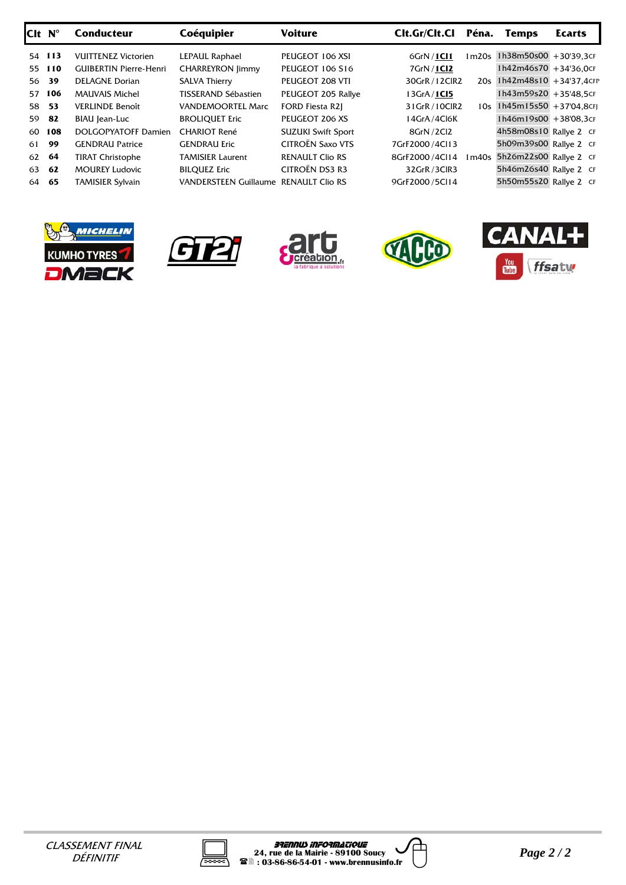| Clt | N° | Conducteur | Coéquipier | Voiture | Clt.Gr/Clt.Cl | Péna. | Temps | Ecarts |
|---|---|---|---|---|---|---|---|---|
| 54 | **113** | VUITTENEZ Victorien | LEPAUL Raphael | PEUGEOT 106 XSI | 6GrN / **1Cl1** | 1m20s | 1h38m50s00 | +30'39,3CF |
| 55 | **110** | GUIBERTIN Pierre-Henri | CHARREYRON Jimmy | PEUGEOT 106 S16 | 7GrN / **1Cl2** | | 1h42m46s70 | +34'36,0CF |
| 56 | **39** | DELAGNE Dorian | SALVA Thierry | PEUGEOT 208 VTI | 30GrR / 12ClR2 | 20s | 1h42m48s10 | +34'37,4CFP |
| 57 | **106** | MAUVAIS Michel | TISSERAND Sébastien | PEUGEOT 205 Rallye | 13GrA / **1Cl5** | | 1h43m59s20 | +35'48,5CF |
| 58 | **53** | VERLINDE Benoît | VANDEMOORTEL Marc | FORD Fiesta R2J | 31GrR / 10ClR2 | 10s | 1h45m15s50 | +37'04,8CFJ |
| 59 | **82** | BIAU Jean-Luc | BROLIQUET Eric | PEUGEOT 206 XS | 14GrA / 4Cl6K | | 1h46m19s00 | +38'08,3CF |
| 60 | **108** | DOLGOPYATOFF Damien | CHARIOT René | SUZUKI Swift Sport | 8GrN / 2Cl2 | | 4h58m08s10 | Rallye 2 CF |
| 61 | **99** | GENDRAU Patrice | GENDRAU Eric | CITROËN Saxo VTS | 7GrF2000 / 4Cl13 | | 5h09m39s00 | Rallye 2 CF |
| 62 | **64** | TIRAT Christophe | TAMISIER Laurent | RENAULT Clio RS | 8GrF2000 / 4Cl14 | 1m40s | 5h26m22s00 | Rallye 2 CF |
| 63 | **62** | MOUREY Ludovic | BILQUEZ Eric | CITROËN DS3 R3 | 32GrR / 3ClR3 | | 5h46m26s40 | Rallye 2 CF |
| 64 | **65** | TAMISIER Sylvain | VANDERSTEEN Guillaume | RENAULT Clio RS | 9GrF2000 / 5Cl14 | | 5h50m55s20 | Rallye 2 CF |

*CLASSEMENT FINAL DÉFINITIF*

BRENNUS INFORMATIQUE
24, rue de la Mairie - 89100 Soucy
: 03-86-86-54-01 - www.brennusinfo.fr